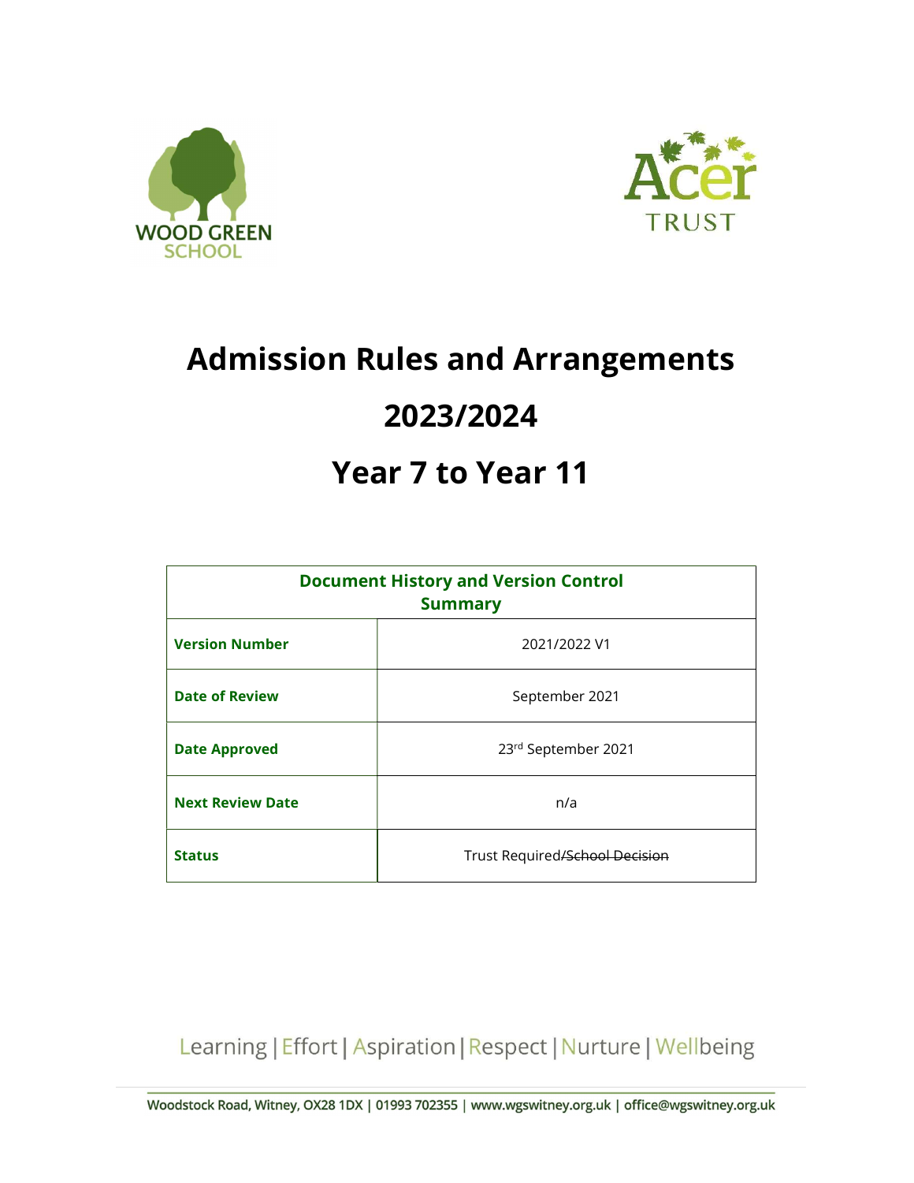WOOD GREEN SCHOOL

Acer TRUST

# Admission Rules and Arrangements

# 2023/2024

# Year 7 to Year 11

| **Document History and Version Control Summary** | |
|---|---|
| **Version Number** | 2021/2022 V1 |
| **Date of Review** | September 2021 |
| **Date Approved** | 23rd September 2021 |
| **Next Review Date** | n/a |
| **Status** | Trust Required/~~School Decision~~ |

Learning | Effort | Aspiration | Respect | Nurture | Wellbeing

Woodstock Road, Witney, OX28 1DX | 01993 702355 | www.wgswitney.org.uk | office@wgswitney.org.uk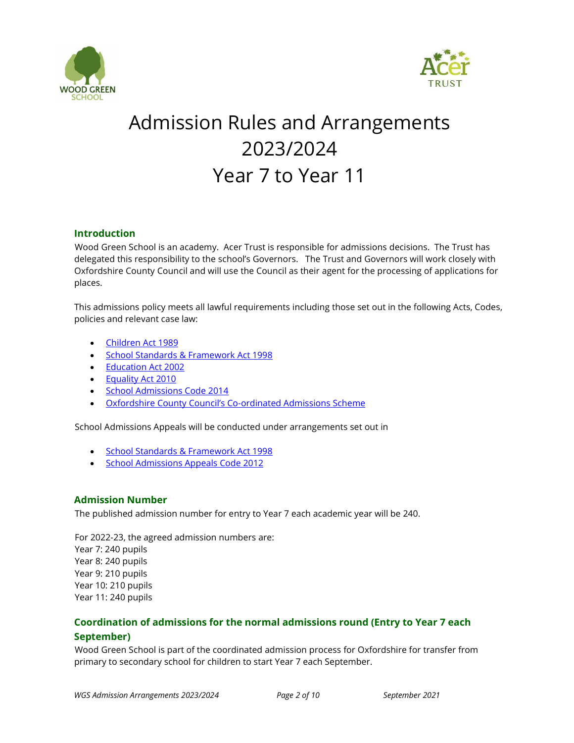# Admission Rules and Arrangements 2023/2024 Year 7 to Year 11

## Introduction

Wood Green School is an academy. Acer Trust is responsible for admissions decisions. The Trust has delegated this responsibility to the school's Governors. The Trust and Governors will work closely with Oxfordshire County Council and will use the Council as their agent for the processing of applications for places.

This admissions policy meets all lawful requirements including those set out in the following Acts, Codes, policies and relevant case law:

- Children Act 1989
- School Standards & Framework Act 1998
- Education Act 2002
- Equality Act 2010
- School Admissions Code 2014
- Oxfordshire County Council's Co-ordinated Admissions Scheme

School Admissions Appeals will be conducted under arrangements set out in

- School Standards & Framework Act 1998
- School Admissions Appeals Code 2012

## Admission Number

The published admission number for entry to Year 7 each academic year will be 240.

For 2022-23, the agreed admission numbers are:
Year 7: 240 pupils
Year 8: 240 pupils
Year 9: 210 pupils
Year 10: 210 pupils
Year 11: 240 pupils

## Coordination of admissions for the normal admissions round (Entry to Year 7 each September)

Wood Green School is part of the coordinated admission process for Oxfordshire for transfer from primary to secondary school for children to start Year 7 each September.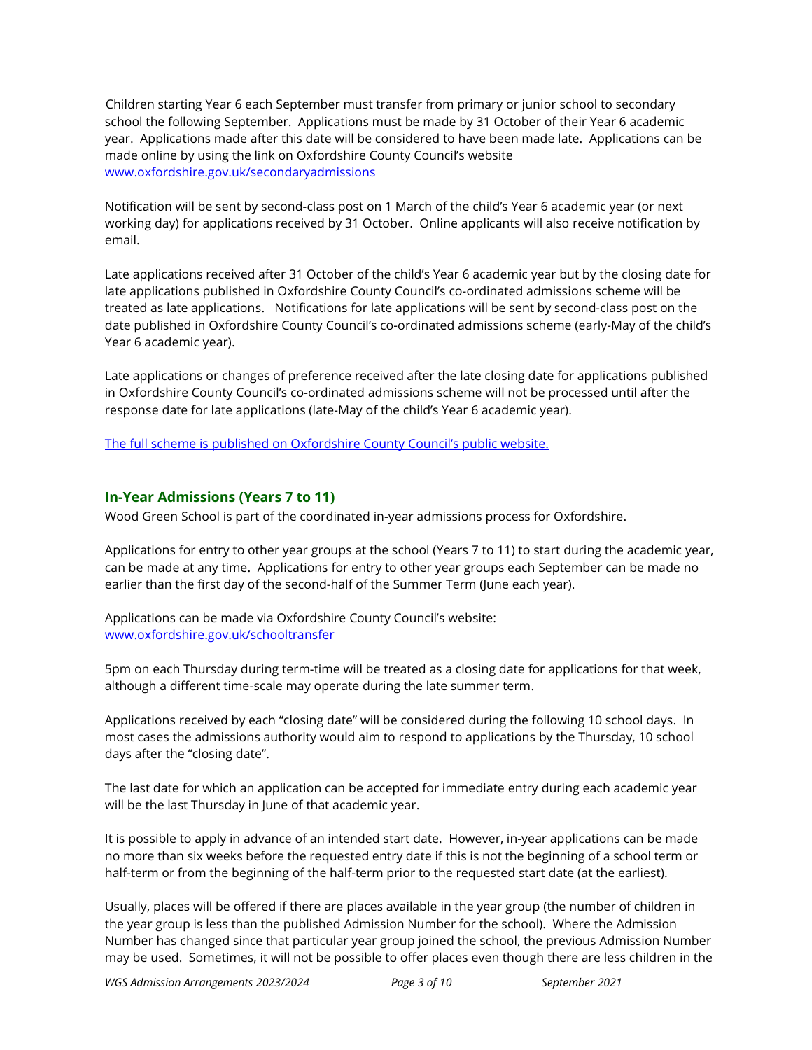Children starting Year 6 each September must transfer from primary or junior school to secondary school the following September. Applications must be made by 31 October of their Year 6 academic year. Applications made after this date will be considered to have been made late. Applications can be made online by using the link on Oxfordshire County Council's website www.oxfordshire.gov.uk/secondaryadmissions

Notification will be sent by second-class post on 1 March of the child's Year 6 academic year (or next working day) for applications received by 31 October. Online applicants will also receive notification by email.

Late applications received after 31 October of the child's Year 6 academic year but by the closing date for late applications published in Oxfordshire County Council's co-ordinated admissions scheme will be treated as late applications. Notifications for late applications will be sent by second-class post on the date published in Oxfordshire County Council's co-ordinated admissions scheme (early-May of the child's Year 6 academic year).

Late applications or changes of preference received after the late closing date for applications published in Oxfordshire County Council's co-ordinated admissions scheme will not be processed until after the response date for late applications (late-May of the child's Year 6 academic year).

The full scheme is published on Oxfordshire County Council's public website.

## In-Year Admissions (Years 7 to 11)

Wood Green School is part of the coordinated in-year admissions process for Oxfordshire.

Applications for entry to other year groups at the school (Years 7 to 11) to start during the academic year, can be made at any time. Applications for entry to other year groups each September can be made no earlier than the first day of the second-half of the Summer Term (June each year).

Applications can be made via Oxfordshire County Council's website: www.oxfordshire.gov.uk/schooltransfer

5pm on each Thursday during term-time will be treated as a closing date for applications for that week, although a different time-scale may operate during the late summer term.

Applications received by each "closing date" will be considered during the following 10 school days. In most cases the admissions authority would aim to respond to applications by the Thursday, 10 school days after the "closing date".

The last date for which an application can be accepted for immediate entry during each academic year will be the last Thursday in June of that academic year.

It is possible to apply in advance of an intended start date. However, in-year applications can be made no more than six weeks before the requested entry date if this is not the beginning of a school term or half-term or from the beginning of the half-term prior to the requested start date (at the earliest).

Usually, places will be offered if there are places available in the year group (the number of children in the year group is less than the published Admission Number for the school). Where the Admission Number has changed since that particular year group joined the school, the previous Admission Number may be used. Sometimes, it will not be possible to offer places even though there are less children in the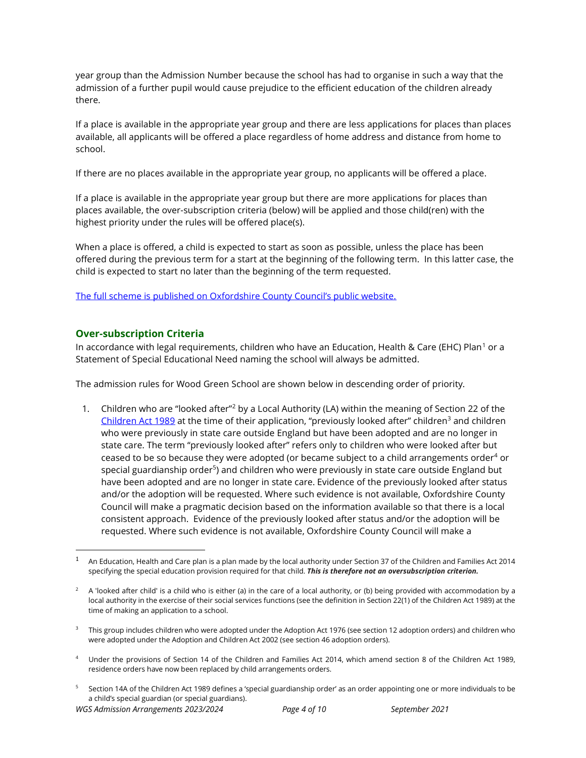year group than the Admission Number because the school has had to organise in such a way that the admission of a further pupil would cause prejudice to the efficient education of the children already there.

If a place is available in the appropriate year group and there are less applications for places than places available, all applicants will be offered a place regardless of home address and distance from home to school.

If there are no places available in the appropriate year group, no applicants will be offered a place.

If a place is available in the appropriate year group but there are more applications for places than places available, the over-subscription criteria (below) will be applied and those child(ren) with the highest priority under the rules will be offered place(s).

When a place is offered, a child is expected to start as soon as possible, unless the place has been offered during the previous term for a start at the beginning of the following term. In this latter case, the child is expected to start no later than the beginning of the term requested.

[The full scheme is published on Oxfordshire County Council's public website.]

### Over-subscription Criteria

In accordance with legal requirements, children who have an Education, Health & Care (EHC) Plan[1] or a Statement of Special Educational Need naming the school will always be admitted.

The admission rules for Wood Green School are shown below in descending order of priority.

1. Children who are "looked after"[2] by a Local Authority (LA) within the meaning of Section 22 of the Children Act 1989 at the time of their application, "previously looked after" children[3] and children who were previously in state care outside England but have been adopted and are no longer in state care. The term "previously looked after" refers only to children who were looked after but ceased to be so because they were adopted (or became subject to a child arrangements order[4] or special guardianship order[5]) and children who were previously in state care outside England but have been adopted and are no longer in state care. Evidence of the previously looked after status and/or the adoption will be requested. Where such evidence is not available, Oxfordshire County Council will make a pragmatic decision based on the information available so that there is a local consistent approach. Evidence of the previously looked after status and/or the adoption will be requested. Where such evidence is not available, Oxfordshire County Council will make a

---

[1] An Education, Health and Care plan is a plan made by the local authority under Section 37 of the Children and Families Act 2014 specifying the special education provision required for that child. ***This is therefore not an oversubscription criterion.***

[2] A 'looked after child' is a child who is either (a) in the care of a local authority, or (b) being provided with accommodation by a local authority in the exercise of their social services functions (see the definition in Section 22(1) of the Children Act 1989) at the time of making an application to a school.

[3] This group includes children who were adopted under the Adoption Act 1976 (see section 12 adoption orders) and children who were adopted under the Adoption and Children Act 2002 (see section 46 adoption orders).

[4] Under the provisions of Section 14 of the Children and Families Act 2014, which amend section 8 of the Children Act 1989, residence orders have now been replaced by child arrangements orders.

[5] Section 14A of the Children Act 1989 defines a 'special guardianship order' as an order appointing one or more individuals to be a child's special guardian (or special guardians).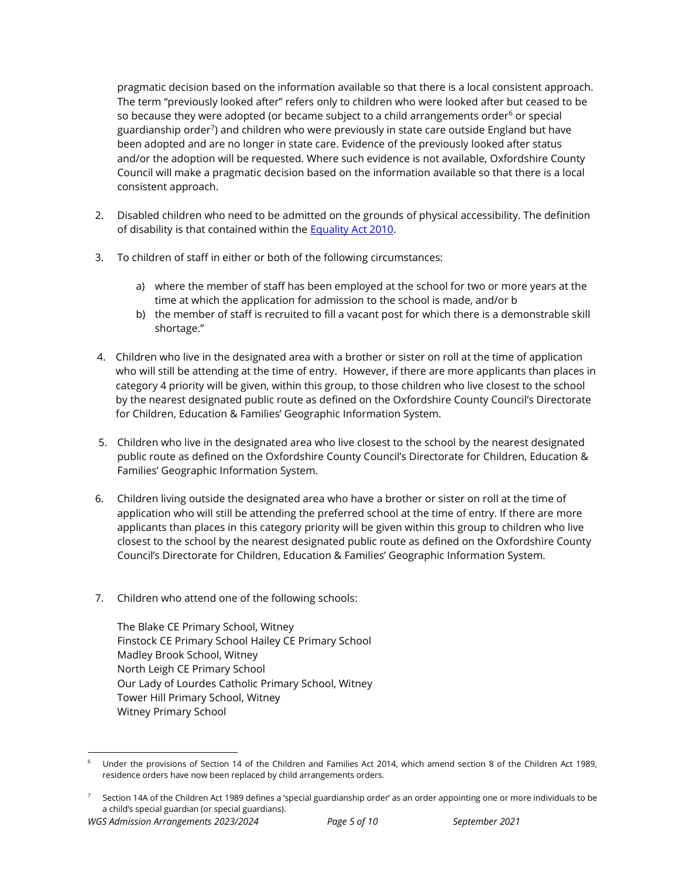pragmatic decision based on the information available so that there is a local consistent approach. The term "previously looked after" refers only to children who were looked after but ceased to be so because they were adopted (or became subject to a child arrangements order[6] or special guardianship order[7]) and children who were previously in state care outside England but have been adopted and are no longer in state care. Evidence of the previously looked after status and/or the adoption will be requested. Where such evidence is not available, Oxfordshire County Council will make a pragmatic decision based on the information available so that there is a local consistent approach.

2. Disabled children who need to be admitted on the grounds of physical accessibility. The definition of disability is that contained within the [Equality Act 2010](#).

3. To children of staff in either or both of the following circumstances:

   a) where the member of staff has been employed at the school for two or more years at the time at which the application for admission to the school is made, and/or b
   b) the member of staff is recruited to fill a vacant post for which there is a demonstrable skill shortage."

4. Children who live in the designated area with a brother or sister on roll at the time of application who will still be attending at the time of entry. However, if there are more applicants than places in category 4 priority will be given, within this group, to those children who live closest to the school by the nearest designated public route as defined on the Oxfordshire County Council's Directorate for Children, Education & Families' Geographic Information System.

5. Children who live in the designated area who live closest to the school by the nearest designated public route as defined on the Oxfordshire County Council's Directorate for Children, Education & Families' Geographic Information System.

6. Children living outside the designated area who have a brother or sister on roll at the time of application who will still be attending the preferred school at the time of entry. If there are more applicants than places in this category priority will be given within this group to children who live closest to the school by the nearest designated public route as defined on the Oxfordshire County Council's Directorate for Children, Education & Families' Geographic Information System.

7. Children who attend one of the following schools:

   The Blake CE Primary School, Witney
   Finstock CE Primary School Hailey CE Primary School
   Madley Brook School, Witney
   North Leigh CE Primary School
   Our Lady of Lourdes Catholic Primary School, Witney
   Tower Hill Primary School, Witney
   Witney Primary School

---

[6] Under the provisions of Section 14 of the Children and Families Act 2014, which amend section 8 of the Children Act 1989, residence orders have now been replaced by child arrangements orders.

[7] Section 14A of the Children Act 1989 defines a 'special guardianship order' as an order appointing one or more individuals to be a child's special guardian (or special guardians).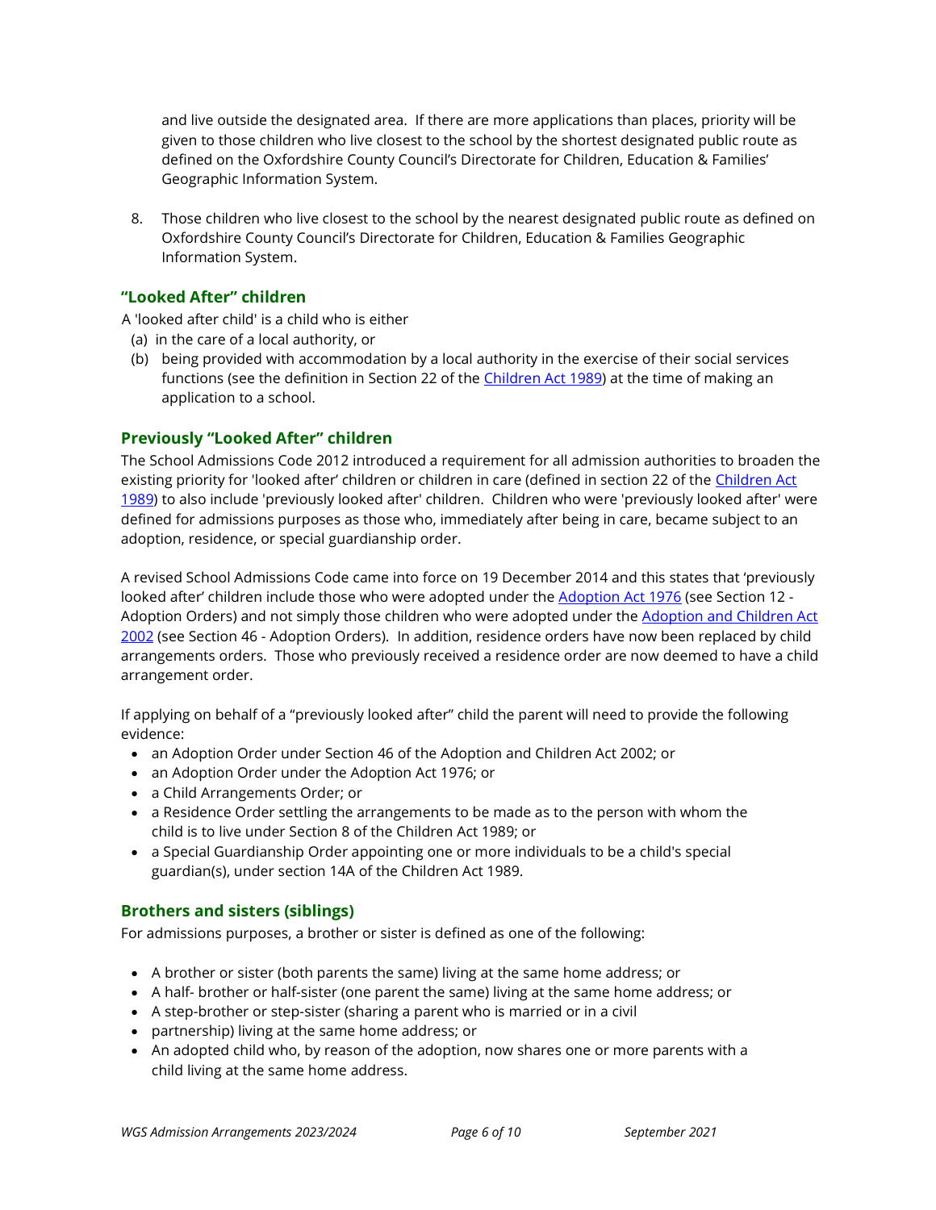and live outside the designated area. If there are more applications than places, priority will be given to those children who live closest to the school by the shortest designated public route as defined on the Oxfordshire County Council's Directorate for Children, Education & Families' Geographic Information System.

8. Those children who live closest to the school by the nearest designated public route as defined on Oxfordshire County Council's Directorate for Children, Education & Families Geographic Information System.

### "Looked After" children

A 'looked after child' is a child who is either

(a) in the care of a local authority, or

(b) being provided with accommodation by a local authority in the exercise of their social services functions (see the definition in Section 22 of the Children Act 1989) at the time of making an application to a school.

### Previously "Looked After" children

The School Admissions Code 2012 introduced a requirement for all admission authorities to broaden the existing priority for 'looked after' children or children in care (defined in section 22 of the Children Act 1989) to also include 'previously looked after' children. Children who were 'previously looked after' were defined for admissions purposes as those who, immediately after being in care, became subject to an adoption, residence, or special guardianship order.

A revised School Admissions Code came into force on 19 December 2014 and this states that 'previously looked after' children include those who were adopted under the Adoption Act 1976 (see Section 12 - Adoption Orders) and not simply those children who were adopted under the Adoption and Children Act 2002 (see Section 46 - Adoption Orders). In addition, residence orders have now been replaced by child arrangements orders. Those who previously received a residence order are now deemed to have a child arrangement order.

If applying on behalf of a "previously looked after" child the parent will need to provide the following evidence:

- an Adoption Order under Section 46 of the Adoption and Children Act 2002; or
- an Adoption Order under the Adoption Act 1976; or
- a Child Arrangements Order; or
- a Residence Order settling the arrangements to be made as to the person with whom the child is to live under Section 8 of the Children Act 1989; or
- a Special Guardianship Order appointing one or more individuals to be a child's special guardian(s), under section 14A of the Children Act 1989.

### Brothers and sisters (siblings)

For admissions purposes, a brother or sister is defined as one of the following:

- A brother or sister (both parents the same) living at the same home address; or
- A half- brother or half-sister (one parent the same) living at the same home address; or
- A step-brother or step-sister (sharing a parent who is married or in a civil
- partnership) living at the same home address; or
- An adopted child who, by reason of the adoption, now shares one or more parents with a child living at the same home address.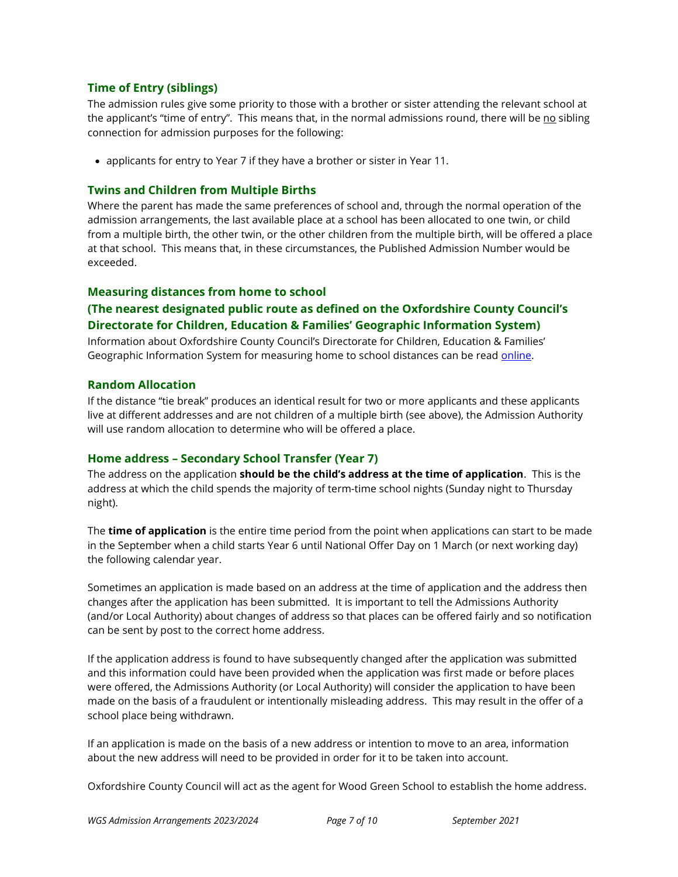### Time of Entry (siblings)

The admission rules give some priority to those with a brother or sister attending the relevant school at the applicant's "time of entry". This means that, in the normal admissions round, there will be <u>no</u> sibling connection for admission purposes for the following:

- applicants for entry to Year 7 if they have a brother or sister in Year 11.

### Twins and Children from Multiple Births

Where the parent has made the same preferences of school and, through the normal operation of the admission arrangements, the last available place at a school has been allocated to one twin, or child from a multiple birth, the other twin, or the other children from the multiple birth, will be offered a place at that school. This means that, in these circumstances, the Published Admission Number would be exceeded.

### Measuring distances from home to school
### (The nearest designated public route as defined on the Oxfordshire County Council's Directorate for Children, Education & Families' Geographic Information System)

Information about Oxfordshire County Council's Directorate for Children, Education & Families' Geographic Information System for measuring home to school distances can be read [online](online).

### Random Allocation

If the distance "tie break" produces an identical result for two or more applicants and these applicants live at different addresses and are not children of a multiple birth (see above), the Admission Authority will use random allocation to determine who will be offered a place.

### Home address – Secondary School Transfer (Year 7)

The address on the application **should be the child's address at the time of application**. This is the address at which the child spends the majority of term-time school nights (Sunday night to Thursday night).

The **time of application** is the entire time period from the point when applications can start to be made in the September when a child starts Year 6 until National Offer Day on 1 March (or next working day) the following calendar year.

Sometimes an application is made based on an address at the time of application and the address then changes after the application has been submitted. It is important to tell the Admissions Authority (and/or Local Authority) about changes of address so that places can be offered fairly and so notification can be sent by post to the correct home address.

If the application address is found to have subsequently changed after the application was submitted and this information could have been provided when the application was first made or before places were offered, the Admissions Authority (or Local Authority) will consider the application to have been made on the basis of a fraudulent or intentionally misleading address. This may result in the offer of a school place being withdrawn.

If an application is made on the basis of a new address or intention to move to an area, information about the new address will need to be provided in order for it to be taken into account.

Oxfordshire County Council will act as the agent for Wood Green School to establish the home address.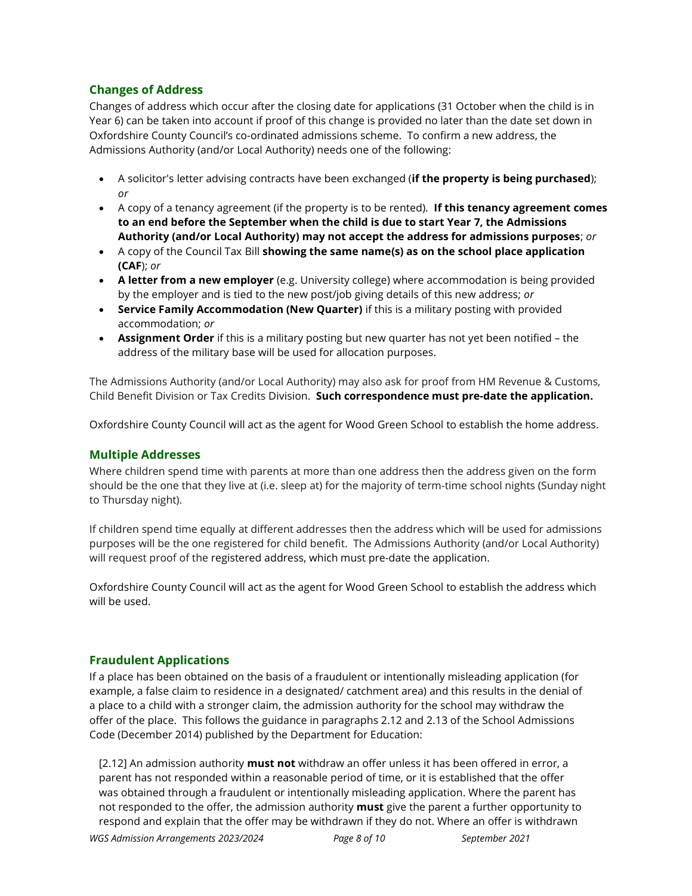## Changes of Address

Changes of address which occur after the closing date for applications (31 October when the child is in Year 6) can be taken into account if proof of this change is provided no later than the date set down in Oxfordshire County Council's co-ordinated admissions scheme. To confirm a new address, the Admissions Authority (and/or Local Authority) needs one of the following:

- A solicitor's letter advising contracts have been exchanged (**if the property is being purchased**); *or*
- A copy of a tenancy agreement (if the property is to be rented). **If this tenancy agreement comes to an end before the September when the child is due to start Year 7, the Admissions Authority (and/or Local Authority) may not accept the address for admissions purposes**; *or*
- A copy of the Council Tax Bill **showing the same name(s) as on the school place application (CAF**); *or*
- **A letter from a new employer** (e.g. University college) where accommodation is being provided by the employer and is tied to the new post/job giving details of this new address; *or*
- **Service Family Accommodation (New Quarter)** if this is a military posting with provided accommodation; *or*
- **Assignment Order** if this is a military posting but new quarter has not yet been notified – the address of the military base will be used for allocation purposes.

The Admissions Authority (and/or Local Authority) may also ask for proof from HM Revenue & Customs, Child Benefit Division or Tax Credits Division. **Such correspondence must pre-date the application.**

Oxfordshire County Council will act as the agent for Wood Green School to establish the home address.

## Multiple Addresses

Where children spend time with parents at more than one address then the address given on the form should be the one that they live at (i.e. sleep at) for the majority of term-time school nights (Sunday night to Thursday night).

If children spend time equally at different addresses then the address which will be used for admissions purposes will be the one registered for child benefit. The Admissions Authority (and/or Local Authority) will request proof of the registered address, which must pre-date the application.

Oxfordshire County Council will act as the agent for Wood Green School to establish the address which will be used.

## Fraudulent Applications

If a place has been obtained on the basis of a fraudulent or intentionally misleading application (for example, a false claim to residence in a designated/ catchment area) and this results in the denial of a place to a child with a stronger claim, the admission authority for the school may withdraw the offer of the place. This follows the guidance in paragraphs 2.12 and 2.13 of the School Admissions Code (December 2014) published by the Department for Education:

> [2.12] An admission authority **must not** withdraw an offer unless it has been offered in error, a parent has not responded within a reasonable period of time, or it is established that the offer was obtained through a fraudulent or intentionally misleading application. Where the parent has not responded to the offer, the admission authority **must** give the parent a further opportunity to respond and explain that the offer may be withdrawn if they do not. Where an offer is withdrawn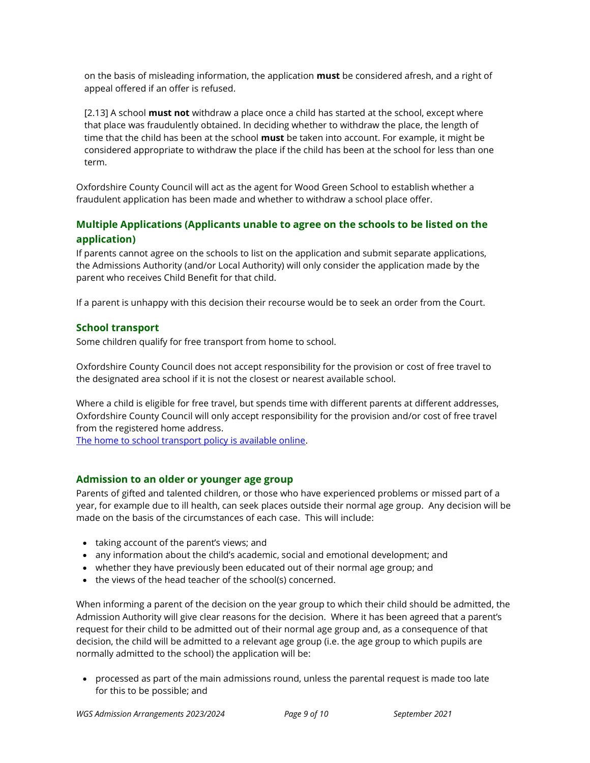on the basis of misleading information, the application **must** be considered afresh, and a right of appeal offered if an offer is refused.

[2.13] A school **must not** withdraw a place once a child has started at the school, except where that place was fraudulently obtained. In deciding whether to withdraw the place, the length of time that the child has been at the school **must** be taken into account. For example, it might be considered appropriate to withdraw the place if the child has been at the school for less than one term.

Oxfordshire County Council will act as the agent for Wood Green School to establish whether a fraudulent application has been made and whether to withdraw a school place offer.

## Multiple Applications (Applicants unable to agree on the schools to be listed on the application)

If parents cannot agree on the schools to list on the application and submit separate applications, the Admissions Authority (and/or Local Authority) will only consider the application made by the parent who receives Child Benefit for that child.

If a parent is unhappy with this decision their recourse would be to seek an order from the Court.

## School transport

Some children qualify for free transport from home to school.

Oxfordshire County Council does not accept responsibility for the provision or cost of free travel to the designated area school if it is not the closest or nearest available school.

Where a child is eligible for free travel, but spends time with different parents at different addresses, Oxfordshire County Council will only accept responsibility for the provision and/or cost of free travel from the registered home address.

[The home to school transport policy is available online](#).

## Admission to an older or younger age group

Parents of gifted and talented children, or those who have experienced problems or missed part of a year, for example due to ill health, can seek places outside their normal age group. Any decision will be made on the basis of the circumstances of each case. This will include:

- taking account of the parent's views; and
- any information about the child's academic, social and emotional development; and
- whether they have previously been educated out of their normal age group; and
- the views of the head teacher of the school(s) concerned.

When informing a parent of the decision on the year group to which their child should be admitted, the Admission Authority will give clear reasons for the decision. Where it has been agreed that a parent's request for their child to be admitted out of their normal age group and, as a consequence of that decision, the child will be admitted to a relevant age group (i.e. the age group to which pupils are normally admitted to the school) the application will be:

- processed as part of the main admissions round, unless the parental request is made too late for this to be possible; and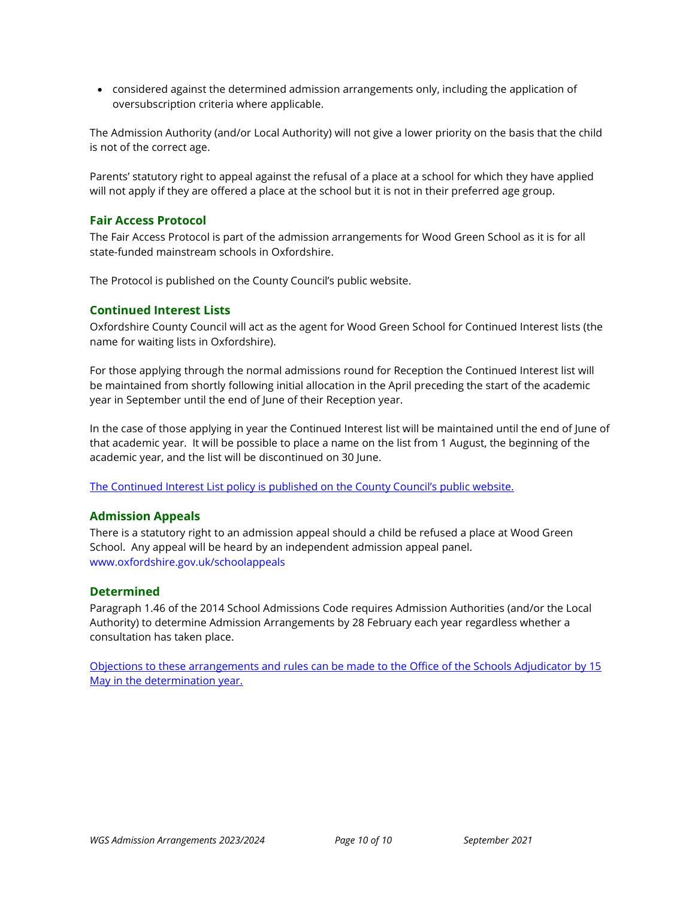- considered against the determined admission arrangements only, including the application of oversubscription criteria where applicable.

The Admission Authority (and/or Local Authority) will not give a lower priority on the basis that the child is not of the correct age.

Parents' statutory right to appeal against the refusal of a place at a school for which they have applied will not apply if they are offered a place at the school but it is not in their preferred age group.

### Fair Access Protocol

The Fair Access Protocol is part of the admission arrangements for Wood Green School as it is for all state-funded mainstream schools in Oxfordshire.

The Protocol is published on the County Council's public website.

### Continued Interest Lists

Oxfordshire County Council will act as the agent for Wood Green School for Continued Interest lists (the name for waiting lists in Oxfordshire).

For those applying through the normal admissions round for Reception the Continued Interest list will be maintained from shortly following initial allocation in the April preceding the start of the academic year in September until the end of June of their Reception year.

In the case of those applying in year the Continued Interest list will be maintained until the end of June of that academic year. It will be possible to place a name on the list from 1 August, the beginning of the academic year, and the list will be discontinued on 30 June.

The Continued Interest List policy is published on the County Council's public website.

### Admission Appeals

There is a statutory right to an admission appeal should a child be refused a place at Wood Green School. Any appeal will be heard by an independent admission appeal panel. www.oxfordshire.gov.uk/schoolappeals

### Determined

Paragraph 1.46 of the 2014 School Admissions Code requires Admission Authorities (and/or the Local Authority) to determine Admission Arrangements by 28 February each year regardless whether a consultation has taken place.

Objections to these arrangements and rules can be made to the Office of the Schools Adjudicator by 15 May in the determination year.